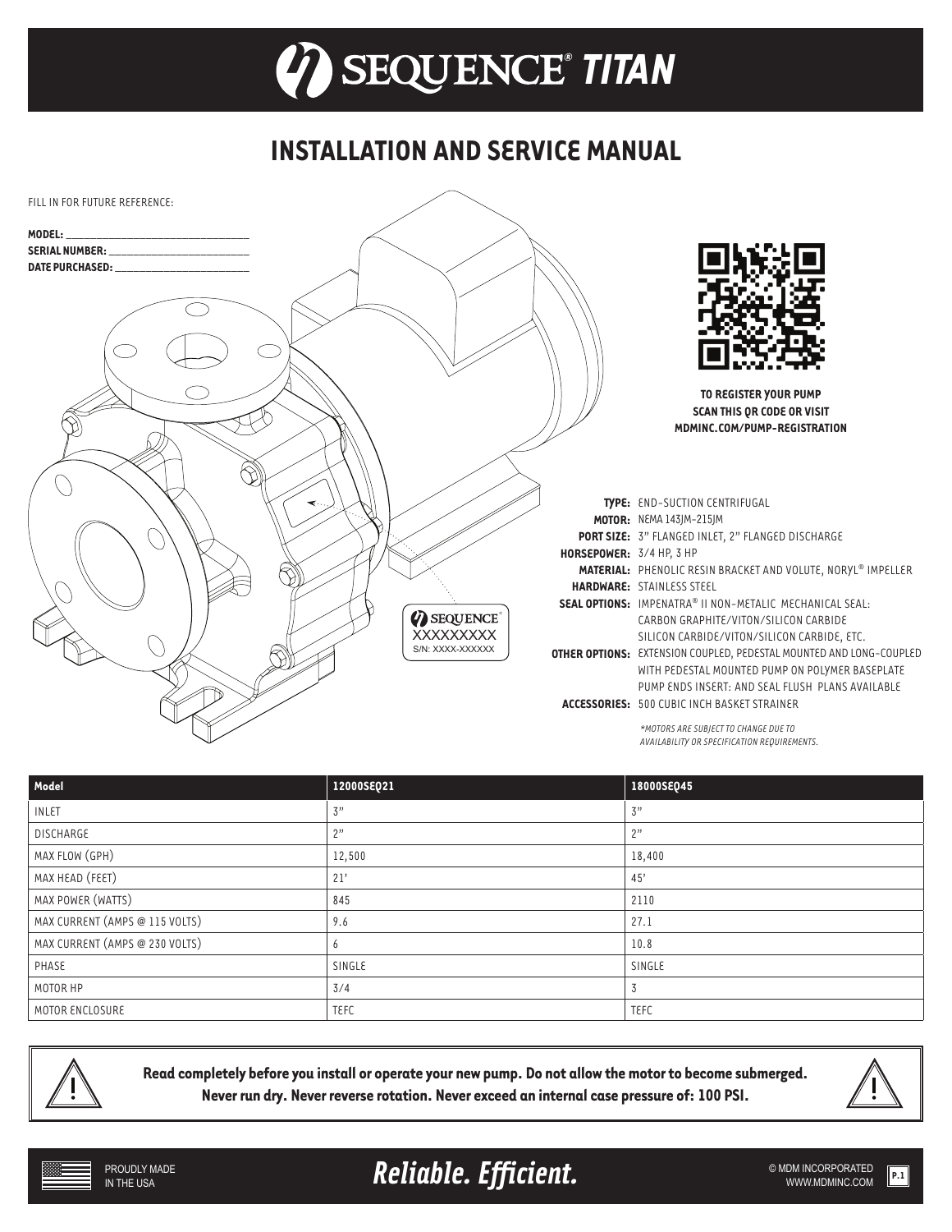# SEQUENCE® TITAN

## INSTALLATION AND SERVICE MANUAL

FILL IN FOR FUTURE REFERENCE:

**MODEL:** _______________

**SERIAL NUMBER:** _______________

**DATE PURCHASED:** _______________

SEQUENCE®
XXXXXXXXX
S/N: XXXX-XXXXXX

**TO REGISTER YOUR PUMP SCAN THIS QR CODE OR VISIT MDMINC.COM/PUMP-REGISTRATION**

**TYPE:** END-SUCTION CENTRIFUGAL
**MOTOR:** NEMA 143JM-215JM
**PORT SIZE:** 3" FLANGED INLET, 2" FLANGED DISCHARGE
**HORSEPOWER:** 3/4 HP, 3 HP
**MATERIAL:** PHENOLIC RESIN BRACKET AND VOLUTE, NORYL® IMPELLER
**HARDWARE:** STAINLESS STEEL
**SEAL OPTIONS:** IMPENATRA® II NON-METALIC MECHANICAL SEAL: CARBON GRAPHITE/VITON/SILICON CARBIDE SILICON CARBIDE/VITON/SILICON CARBIDE, ETC.
**OTHER OPTIONS:** EXTENSION COUPLED, PEDESTAL MOUNTED AND LONG-COUPLED WITH PEDESTAL MOUNTED PUMP ON POLYMER BASEPLATE PUMP ENDS INSERT: AND SEAL FLUSH PLANS AVAILABLE
**ACCESSORIES:** 500 CUBIC INCH BASKET STRAINER

*\*MOTORS ARE SUBJECT TO CHANGE DUE TO AVAILABILITY OR SPECIFICATION REQUIREMENTS.*

| Model | 12000SEQ21 | 18000SEQ45 |
|---|---|---|
| INLET | 3" | 3" |
| DISCHARGE | 2" | 2" |
| MAX FLOW (GPH) | 12,500 | 18,400 |
| MAX HEAD (FEET) | 21' | 45' |
| MAX POWER (WATTS) | 845 | 2110 |
| MAX CURRENT (AMPS @ 115 VOLTS) | 9.6 | 27.1 |
| MAX CURRENT (AMPS @ 230 VOLTS) | 6 | 10.8 |
| PHASE | SINGLE | SINGLE |
| MOTOR HP | 3/4 | 3 |
| MOTOR ENCLOSURE | TEFC | TEFC |

**Read completely before you install or operate your new pump. Do not allow the motor to become submerged. Never run dry. Never reverse rotation. Never exceed an internal case pressure of: 100 PSI.**

PROUDLY MADE IN THE USA

*Reliable. Efficient.*

© MDM INCORPORATED
WWW.MDMINC.COM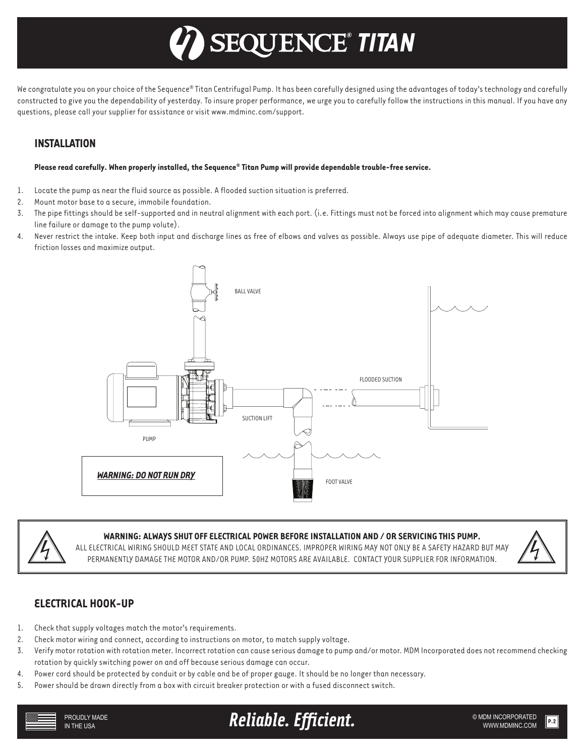# SEQUENCE® TITAN

We congratulate you on your choice of the Sequence® Titan Centrifugal Pump. It has been carefully designed using the advantages of today's technology and carefully constructed to give you the dependability of yesterday. To insure proper performance, we urge you to carefully follow the instructions in this manual. If you have any questions, please call your supplier for assistance or visit www.mdminc.com/support.

## INSTALLATION

**Please read carefully. When properly installed, the Sequence® Titan Pump will provide dependable trouble-free service.**

1. Locate the pump as near the fluid source as possible. A flooded suction situation is preferred.
2. Mount motor base to a secure, immobile foundation.
3. The pipe fittings should be self-supported and in neutral alignment with each port. (i.e. Fittings must not be forced into alignment which may cause premature line failure or damage to the pump volute).
4. Never restrict the intake. Keep both input and discharge lines as free of elbows and valves as possible. Always use pipe of adequate diameter. This will reduce friction losses and maximize output.

BALL VALVE

FLOODED SUCTION

SUCTION LIFT

PUMP

FOOT VALVE

***WARNING: DO NOT RUN DRY***

**WARNING: ALWAYS SHUT OFF ELECTRICAL POWER BEFORE INSTALLATION AND / OR SERVICING THIS PUMP.**
ALL ELECTRICAL WIRING SHOULD MEET STATE AND LOCAL ORDINANCES. IMPROPER WIRING MAY NOT ONLY BE A SAFETY HAZARD BUT MAY PERMANENTLY DAMAGE THE MOTOR AND/OR PUMP. 50HZ MOTORS ARE AVAILABLE. CONTACT YOUR SUPPLIER FOR INFORMATION.

## ELECTRICAL HOOK-UP

1. Check that supply voltages match the motor's requirements.
2. Check motor wiring and connect, according to instructions on motor, to match supply voltage.
3. Verify motor rotation with rotation meter. Incorrect rotation can cause serious damage to pump and/or motor. MDM Incorporated does not recommend checking rotation by quickly switching power on and off because serious damage can occur.
4. Power cord should be protected by conduit or by cable and be of proper gauge. It should be no longer than necessary.
5. Power should be drawn directly from a box with circuit breaker protection or with a fused disconnect switch.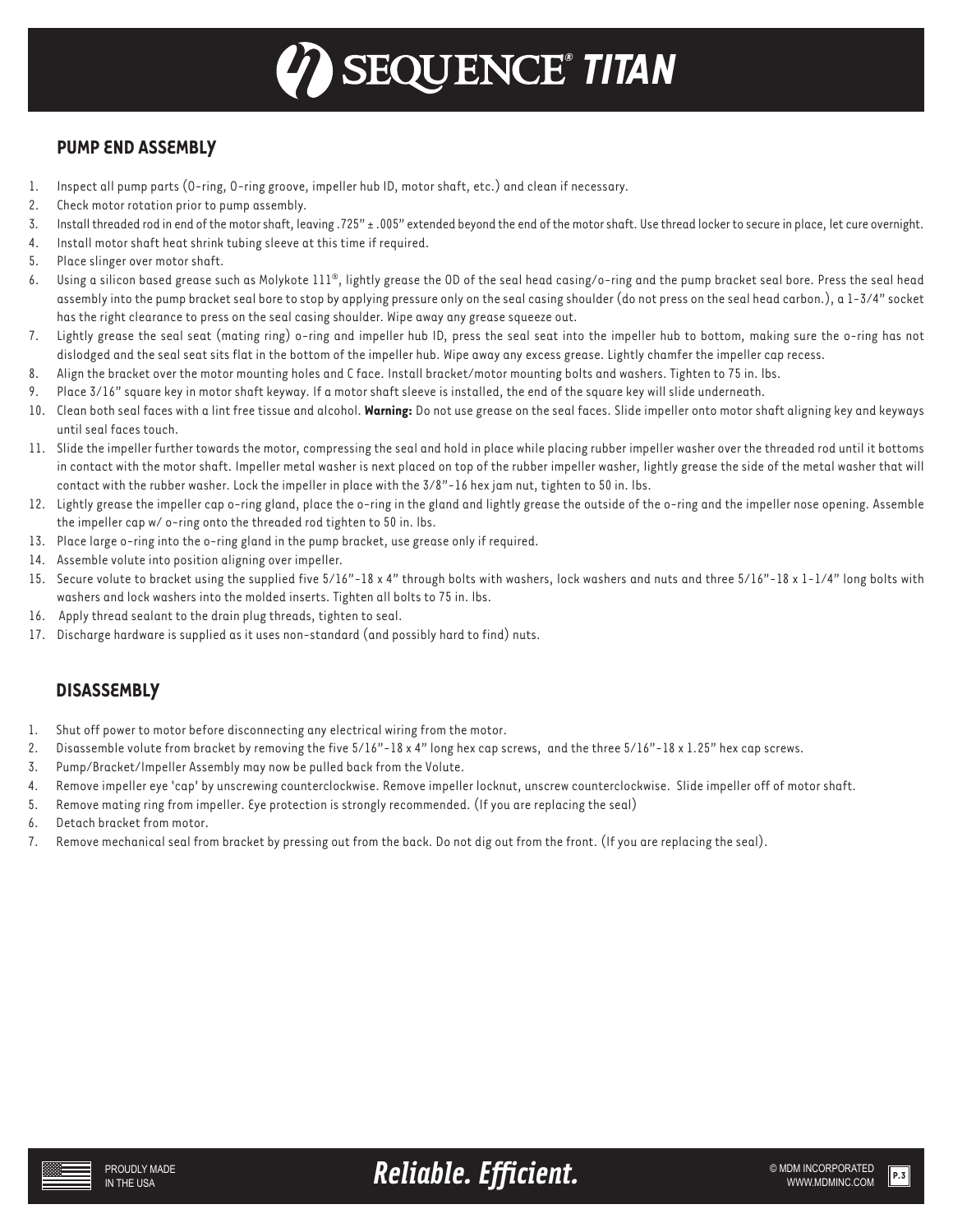## PUMP END ASSEMBLY

1. Inspect all pump parts (O-ring, O-ring groove, impeller hub ID, motor shaft, etc.) and clean if necessary.
2. Check motor rotation prior to pump assembly.
3. Install threaded rod in end of the motor shaft, leaving .725" ± .005" extended beyond the end of the motor shaft. Use thread locker to secure in place, let cure overnight.
4. Install motor shaft heat shrink tubing sleeve at this time if required.
5. Place slinger over motor shaft.
6. Using a silicon based grease such as Molykote 111®, lightly grease the OD of the seal head casing/o-ring and the pump bracket seal bore. Press the seal head assembly into the pump bracket seal bore to stop by applying pressure only on the seal casing shoulder (do not press on the seal head carbon.), a 1-3/4" socket has the right clearance to press on the seal casing shoulder. Wipe away any grease squeeze out.
7. Lightly grease the seal seat (mating ring) o-ring and impeller hub ID, press the seal seat into the impeller hub to bottom, making sure the o-ring has not dislodged and the seal seat sits flat in the bottom of the impeller hub. Wipe away any excess grease. Lightly chamfer the impeller cap recess.
8. Align the bracket over the motor mounting holes and C face. Install bracket/motor mounting bolts and washers. Tighten to 75 in. lbs.
9. Place 3/16" square key in motor shaft keyway. If a motor shaft sleeve is installed, the end of the square key will slide underneath.
10. Clean both seal faces with a lint free tissue and alcohol. **Warning:** Do not use grease on the seal faces. Slide impeller onto motor shaft aligning key and keyways until seal faces touch.
11. Slide the impeller further towards the motor, compressing the seal and hold in place while placing rubber impeller washer over the threaded rod until it bottoms in contact with the motor shaft. Impeller metal washer is next placed on top of the rubber impeller washer, lightly grease the side of the metal washer that will contact with the rubber washer. Lock the impeller in place with the 3/8"-16 hex jam nut, tighten to 50 in. lbs.
12. Lightly grease the impeller cap o-ring gland, place the o-ring in the gland and lightly grease the outside of the o-ring and the impeller nose opening. Assemble the impeller cap w/ o-ring onto the threaded rod tighten to 50 in. lbs.
13. Place large o-ring into the o-ring gland in the pump bracket, use grease only if required.
14. Assemble volute into position aligning over impeller.
15. Secure volute to bracket using the supplied five 5/16"-18 x 4" through bolts with washers, lock washers and nuts and three 5/16"-18 x 1-1/4" long bolts with washers and lock washers into the molded inserts. Tighten all bolts to 75 in. lbs.
16. Apply thread sealant to the drain plug threads, tighten to seal.
17. Discharge hardware is supplied as it uses non-standard (and possibly hard to find) nuts.

## DISASSEMBLY

1. Shut off power to motor before disconnecting any electrical wiring from the motor.
2. Disassemble volute from bracket by removing the five 5/16"-18 x 4" long hex cap screws, and the three 5/16"-18 x 1.25" hex cap screws.
3. Pump/Bracket/Impeller Assembly may now be pulled back from the Volute.
4. Remove impeller eye 'cap' by unscrewing counterclockwise. Remove impeller locknut, unscrew counterclockwise. Slide impeller off of motor shaft.
5. Remove mating ring from impeller. Eye protection is strongly recommended. (If you are replacing the seal)
6. Detach bracket from motor.
7. Remove mechanical seal from bracket by pressing out from the back. Do not dig out from the front. (If you are replacing the seal).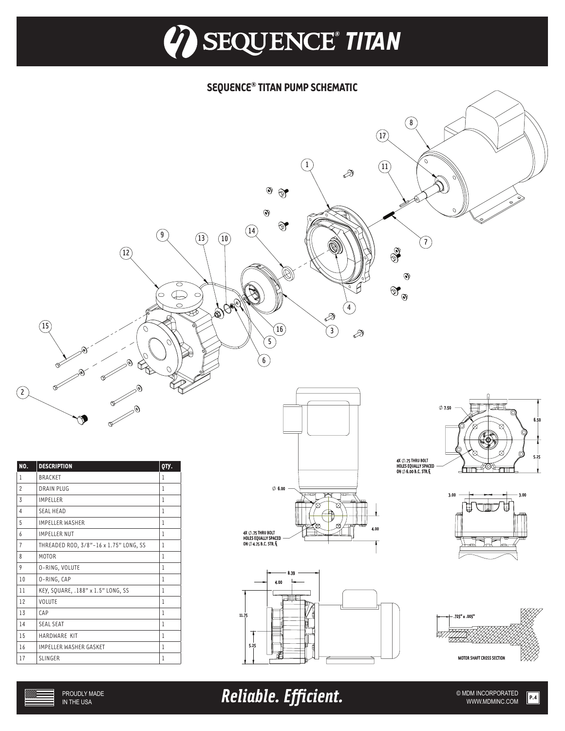# SEQUENCE® TITAN

## SEQUENCE® TITAN PUMP SCHEMATIC

| NO. | DESCRIPTION | QTY. |
|---|---|---|
| 1 | BRACKET | 1 |
| 2 | DRAIN PLUG | 1 |
| 3 | IMPELLER | 1 |
| 4 | SEAL HEAD | 1 |
| 5 | IMPELLER WASHER | 1 |
| 6 | IMPELLER NUT | 1 |
| 7 | THREADED ROD, 3/8"-16 x 1.75" LONG, SS | 1 |
| 8 | MOTOR | 1 |
| 9 | O-RING, VOLUTE | 1 |
| 10 | O-RING, CAP | 1 |
| 11 | KEY, SQUARE, .188" x 1.5" LONG, SS | 1 |
| 12 | VOLUTE | 1 |
| 13 | CAP | 1 |
| 14 | SEAL SEAT | 1 |
| 15 | HARDWARE KIT | 1 |
| 16 | IMPELLER WASHER GASKET | 1 |
| 17 | SLINGER | 1 |

∅ 6.00

4X ∅.75 THRU BOLT HOLES EQUALLY SPACED ON ∅4.75 B.C. STR.

4.00

∅ 7.50

6.50

5.25

4X ∅.75 THRU BOLT HOLES EQUALLY SPACED ON ∅6.00 B.C. STR.

3.00

3.00

8.39

4.00

11.75

5.25

.725" ± .005"

MOTOR SHAFT CROSS SECTION

PROUDLY MADE IN THE USA

*Reliable. Efficient.*

© MDM INCORPORATED
WWW.MDMINC.COM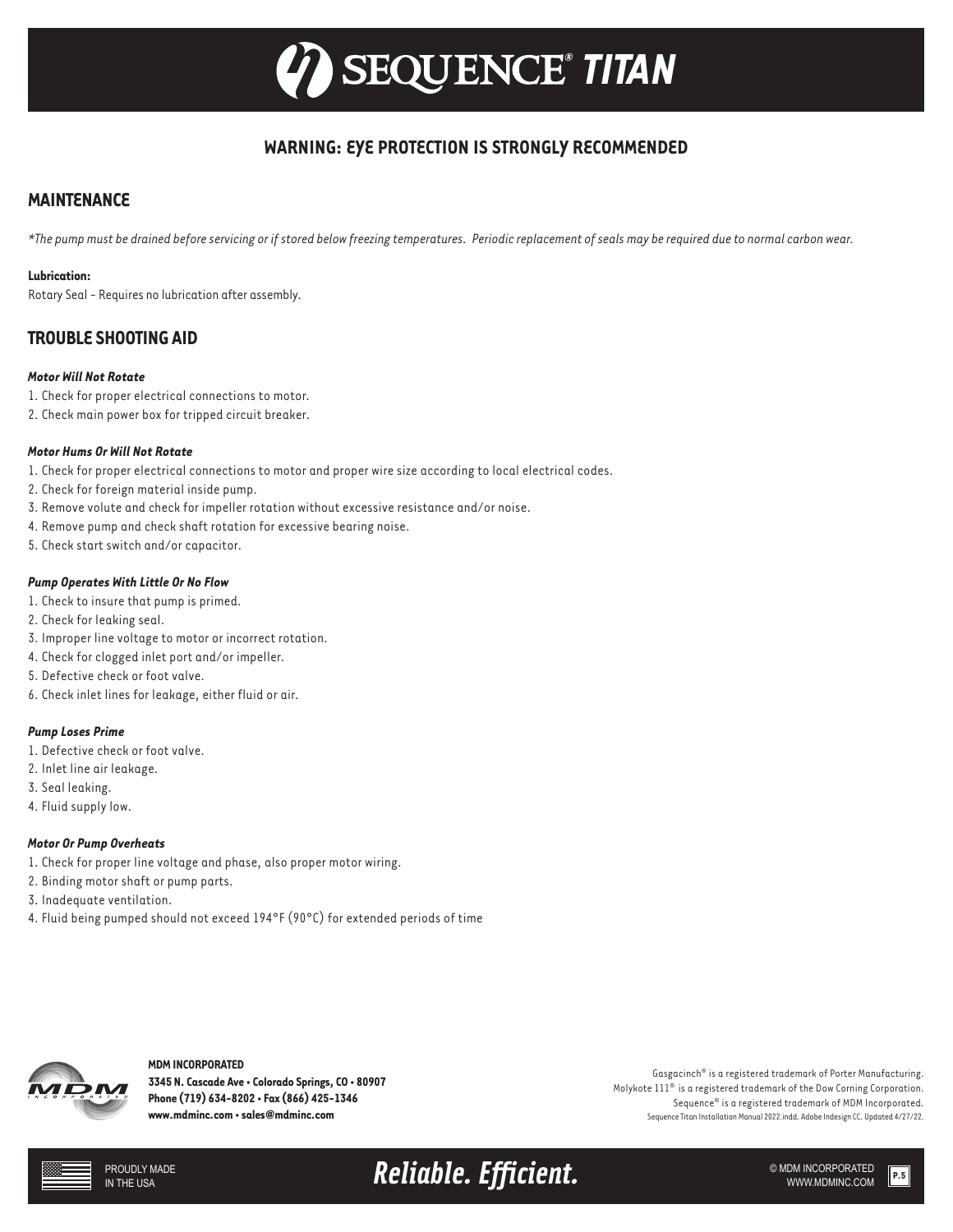# SEQUENCE® TITAN

## WARNING: EYE PROTECTION IS STRONGLY RECOMMENDED

## MAINTENANCE

*\*The pump must be drained before servicing or if stored below freezing temperatures. Periodic replacement of seals may be required due to normal carbon wear.*

**Lubrication:**

Rotary Seal – Requires no lubrication after assembly.

## TROUBLE SHOOTING AID

***Motor Will Not Rotate***

1. Check for proper electrical connections to motor.
2. Check main power box for tripped circuit breaker.

***Motor Hums Or Will Not Rotate***

1. Check for proper electrical connections to motor and proper wire size according to local electrical codes.
2. Check for foreign material inside pump.
3. Remove volute and check for impeller rotation without excessive resistance and/or noise.
4. Remove pump and check shaft rotation for excessive bearing noise.
5. Check start switch and/or capacitor.

***Pump Operates With Little Or No Flow***

1. Check to insure that pump is primed.
2. Check for leaking seal.
3. Improper line voltage to motor or incorrect rotation.
4. Check for clogged inlet port and/or impeller.
5. Defective check or foot valve.
6. Check inlet lines for leakage, either fluid or air.

***Pump Loses Prime***

1. Defective check or foot valve.
2. Inlet line air leakage.
3. Seal leaking.
4. Fluid supply low.

***Motor Or Pump Overheats***

1. Check for proper line voltage and phase, also proper motor wiring.
2. Binding motor shaft or pump parts.
3. Inadequate ventilation.
4. Fluid being pumped should not exceed 194°F (90°C) for extended periods of time

**MDM INCORPORATED**
**3345 N. Cascade Ave • Colorado Springs, CO • 80907**
**Phone (719) 634-8202 • Fax (866) 425-1346**
**www.mdminc.com • sales@mdminc.com**

Gasgacinch® is a registered trademark of Porter Manufacturing.
Molykote 111® is a registered trademark of the Dow Corning Corporation.
Sequence® is a registered trademark of MDM Incorporated.
Sequence Titan Installation Manual 2022.indd. Adobe Indesign CC. Updated 4/27/22.

PROUDLY MADE IN THE USA

***Reliable. Efficient.***

© MDM INCORPORATED
WWW.MDMINC.COM